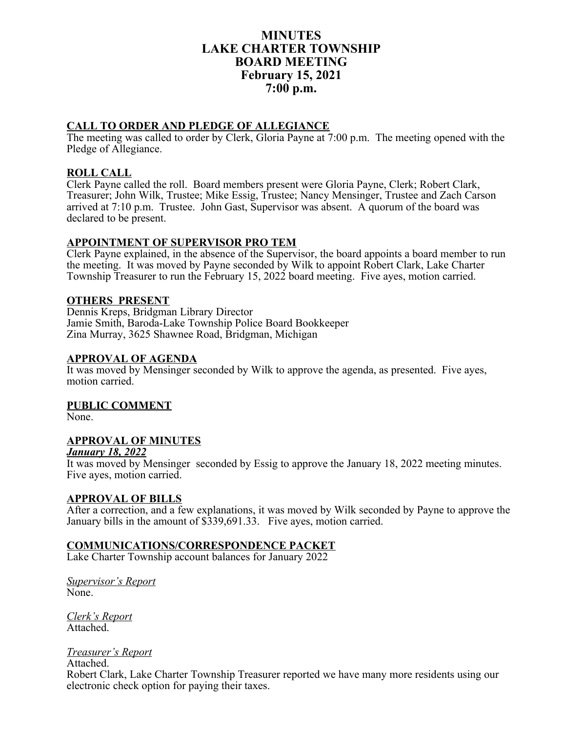# MINUTES
# LAKE CHARTER TOWNSHIP
# BOARD MEETING
# February 15, 2021
# 7:00 p.m.

## CALL TO ORDER AND PLEDGE OF ALLEGIANCE

The meeting was called to order by Clerk, Gloria Payne at 7:00 p.m. The meeting opened with the Pledge of Allegiance.

## ROLL CALL

Clerk Payne called the roll. Board members present were Gloria Payne, Clerk; Robert Clark, Treasurer; John Wilk, Trustee; Mike Essig, Trustee; Nancy Mensinger, Trustee and Zach Carson arrived at 7:10 p.m. Trustee. John Gast, Supervisor was absent. A quorum of the board was declared to be present.

## APPOINTMENT OF SUPERVISOR PRO TEM

Clerk Payne explained, in the absence of the Supervisor, the board appoints a board member to run the meeting. It was moved by Payne seconded by Wilk to appoint Robert Clark, Lake Charter Township Treasurer to run the February 15, 2022 board meeting. Five ayes, motion carried.

## OTHERS PRESENT

Dennis Kreps, Bridgman Library Director
Jamie Smith, Baroda-Lake Township Police Board Bookkeeper
Zina Murray, 3625 Shawnee Road, Bridgman, Michigan

## APPROVAL OF AGENDA

It was moved by Mensinger seconded by Wilk to approve the agenda, as presented. Five ayes, motion carried.

## PUBLIC COMMENT

None.

## APPROVAL OF MINUTES

***January 18, 2022***

It was moved by Mensinger seconded by Essig to approve the January 18, 2022 meeting minutes. Five ayes, motion carried.

## APPROVAL OF BILLS

After a correction, and a few explanations, it was moved by Wilk seconded by Payne to approve the January bills in the amount of $339,691.33. Five ayes, motion carried.

## COMMUNICATIONS/CORRESPONDENCE PACKET

Lake Charter Township account balances for January 2022

*Supervisor's Report*
None.

*Clerk's Report*
Attached.

*Treasurer's Report*
Attached.
Robert Clark, Lake Charter Township Treasurer reported we have many more residents using our electronic check option for paying their taxes.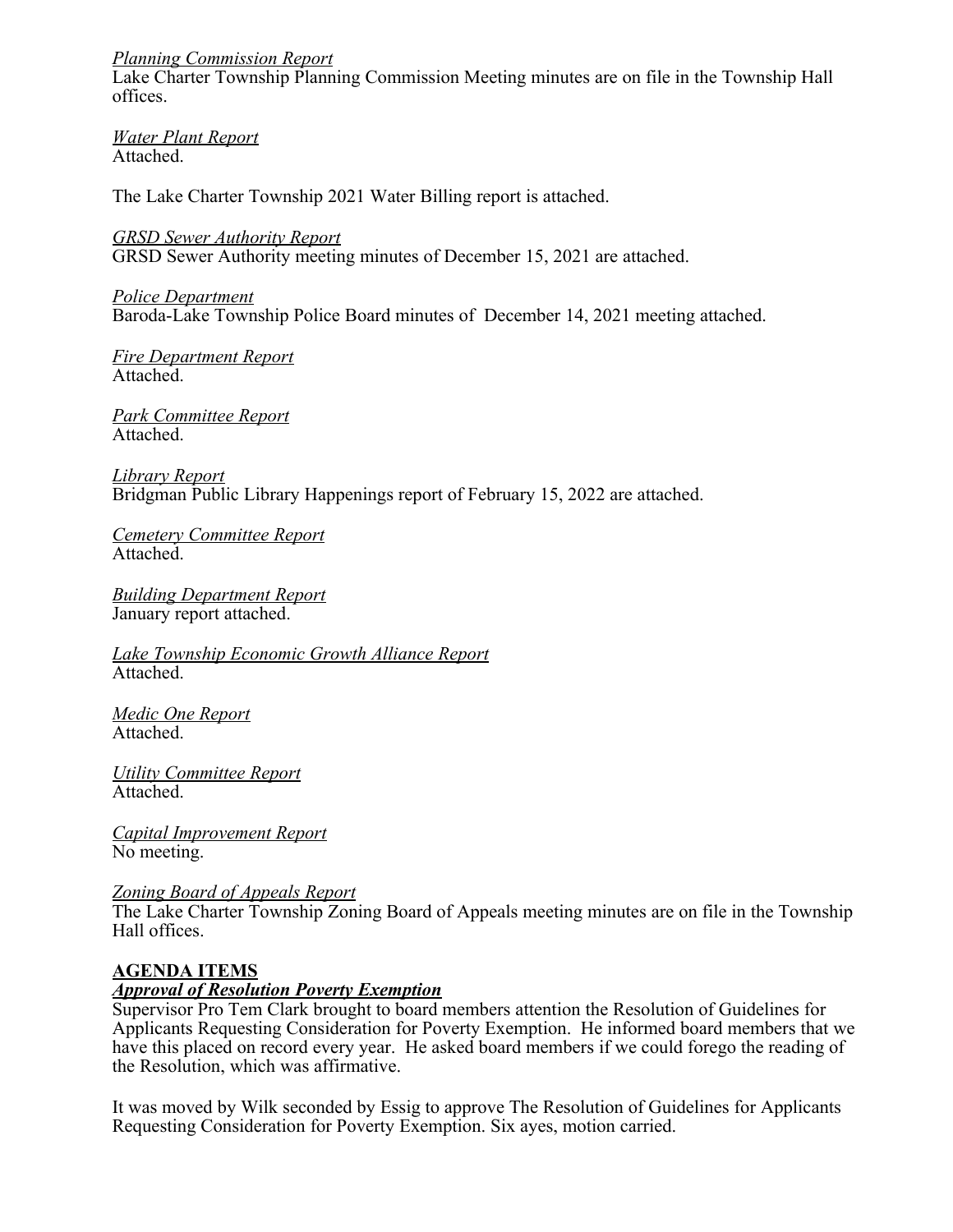*Planning Commission Report*
Lake Charter Township Planning Commission Meeting minutes are on file in the Township Hall offices.

*Water Plant Report*
Attached.

The Lake Charter Township 2021 Water Billing report is attached.

*GRSD Sewer Authority Report*
GRSD Sewer Authority meeting minutes of December 15, 2021 are attached.

*Police Department*
Baroda-Lake Township Police Board minutes of December 14, 2021 meeting attached.

*Fire Department Report*
Attached.

*Park Committee Report*
Attached.

*Library Report*
Bridgman Public Library Happenings report of February 15, 2022 are attached.

*Cemetery Committee Report*
Attached.

*Building Department Report*
January report attached.

*Lake Township Economic Growth Alliance Report*
Attached.

*Medic One Report*
Attached.

*Utility Committee Report*
Attached.

*Capital Improvement Report*
No meeting.

*Zoning Board of Appeals Report*
The Lake Charter Township Zoning Board of Appeals meeting minutes are on file in the Township Hall offices.

**AGENDA ITEMS**

***Approval of Resolution Poverty Exemption***

Supervisor Pro Tem Clark brought to board members attention the Resolution of Guidelines for Applicants Requesting Consideration for Poverty Exemption. He informed board members that we have this placed on record every year. He asked board members if we could forego the reading of the Resolution, which was affirmative.

It was moved by Wilk seconded by Essig to approve The Resolution of Guidelines for Applicants Requesting Consideration for Poverty Exemption. Six ayes, motion carried.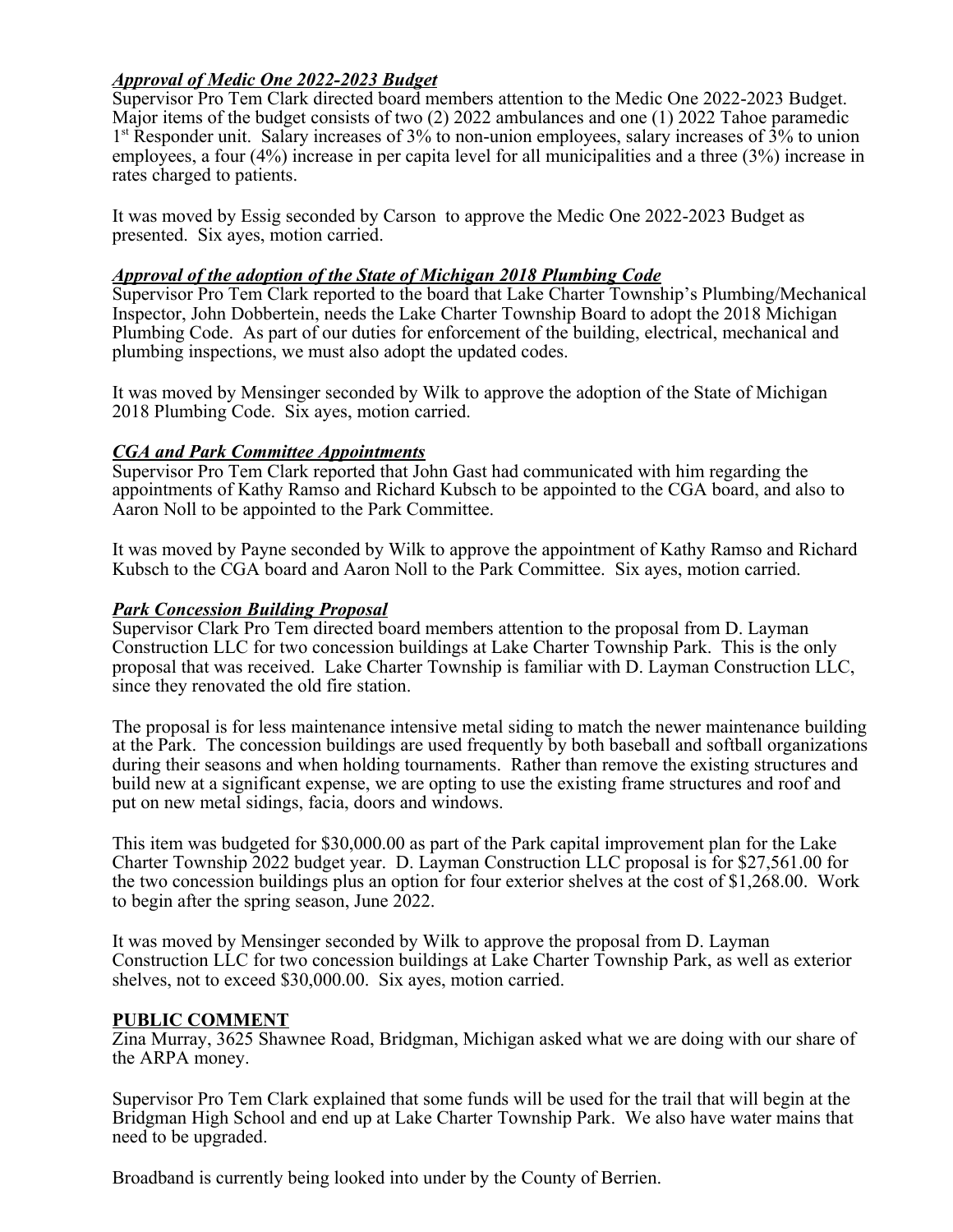***Approval of Medic One 2022-2023 Budget***

Supervisor Pro Tem Clark directed board members attention to the Medic One 2022-2023 Budget. Major items of the budget consists of two (2) 2022 ambulances and one (1) 2022 Tahoe paramedic 1st Responder unit. Salary increases of 3% to non-union employees, salary increases of 3% to union employees, a four (4%) increase in per capita level for all municipalities and a three (3%) increase in rates charged to patients.

It was moved by Essig seconded by Carson to approve the Medic One 2022-2023 Budget as presented. Six ayes, motion carried.

***Approval of the adoption of the State of Michigan 2018 Plumbing Code***

Supervisor Pro Tem Clark reported to the board that Lake Charter Township's Plumbing/Mechanical Inspector, John Dobbertein, needs the Lake Charter Township Board to adopt the 2018 Michigan Plumbing Code. As part of our duties for enforcement of the building, electrical, mechanical and plumbing inspections, we must also adopt the updated codes.

It was moved by Mensinger seconded by Wilk to approve the adoption of the State of Michigan 2018 Plumbing Code. Six ayes, motion carried.

***CGA and Park Committee Appointments***

Supervisor Pro Tem Clark reported that John Gast had communicated with him regarding the appointments of Kathy Ramso and Richard Kubsch to be appointed to the CGA board, and also to Aaron Noll to be appointed to the Park Committee.

It was moved by Payne seconded by Wilk to approve the appointment of Kathy Ramso and Richard Kubsch to the CGA board and Aaron Noll to the Park Committee. Six ayes, motion carried.

***Park Concession Building Proposal***

Supervisor Clark Pro Tem directed board members attention to the proposal from D. Layman Construction LLC for two concession buildings at Lake Charter Township Park. This is the only proposal that was received. Lake Charter Township is familiar with D. Layman Construction LLC, since they renovated the old fire station.

The proposal is for less maintenance intensive metal siding to match the newer maintenance building at the Park. The concession buildings are used frequently by both baseball and softball organizations during their seasons and when holding tournaments. Rather than remove the existing structures and build new at a significant expense, we are opting to use the existing frame structures and roof and put on new metal sidings, facia, doors and windows.

This item was budgeted for $30,000.00 as part of the Park capital improvement plan for the Lake Charter Township 2022 budget year. D. Layman Construction LLC proposal is for $27,561.00 for the two concession buildings plus an option for four exterior shelves at the cost of $1,268.00. Work to begin after the spring season, June 2022.

It was moved by Mensinger seconded by Wilk to approve the proposal from D. Layman Construction LLC for two concession buildings at Lake Charter Township Park, as well as exterior shelves, not to exceed $30,000.00. Six ayes, motion carried.

**PUBLIC COMMENT**

Zina Murray, 3625 Shawnee Road, Bridgman, Michigan asked what we are doing with our share of the ARPA money.

Supervisor Pro Tem Clark explained that some funds will be used for the trail that will begin at the Bridgman High School and end up at Lake Charter Township Park. We also have water mains that need to be upgraded.

Broadband is currently being looked into under by the County of Berrien.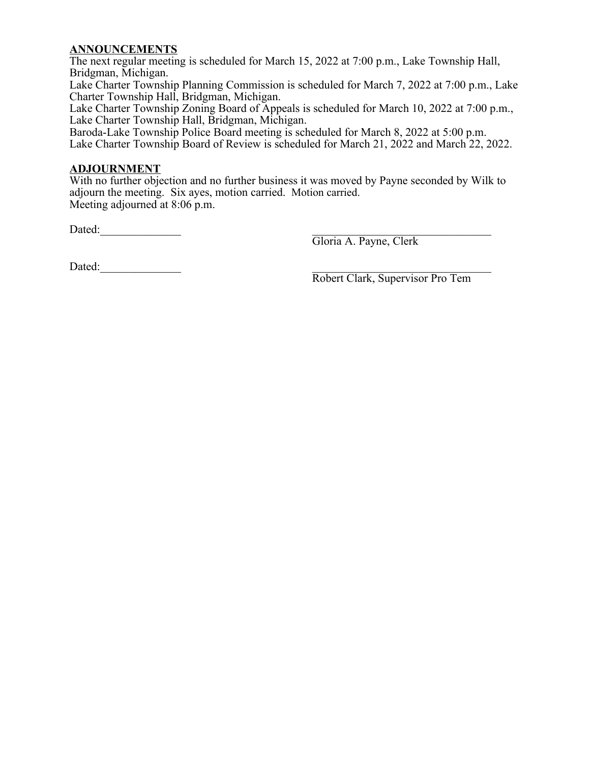**ANNOUNCEMENTS**

The next regular meeting is scheduled for March 15, 2022 at 7:00 p.m., Lake Township Hall, Bridgman, Michigan.
Lake Charter Township Planning Commission is scheduled for March 7, 2022 at 7:00 p.m., Lake Charter Township Hall, Bridgman, Michigan.
Lake Charter Township Zoning Board of Appeals is scheduled for March 10, 2022 at 7:00 p.m., Lake Charter Township Hall, Bridgman, Michigan.
Baroda-Lake Township Police Board meeting is scheduled for March 8, 2022 at 5:00 p.m.
Lake Charter Township Board of Review is scheduled for March 21, 2022 and March 22, 2022.

**ADJOURNMENT**

With no further objection and no further business it was moved by Payne seconded by Wilk to adjourn the meeting. Six ayes, motion carried. Motion carried.
Meeting adjourned at 8:06 p.m.

Dated:______________ _______________________________
Gloria A. Payne, Clerk

Dated:______________ _______________________________
Robert Clark, Supervisor Pro Tem